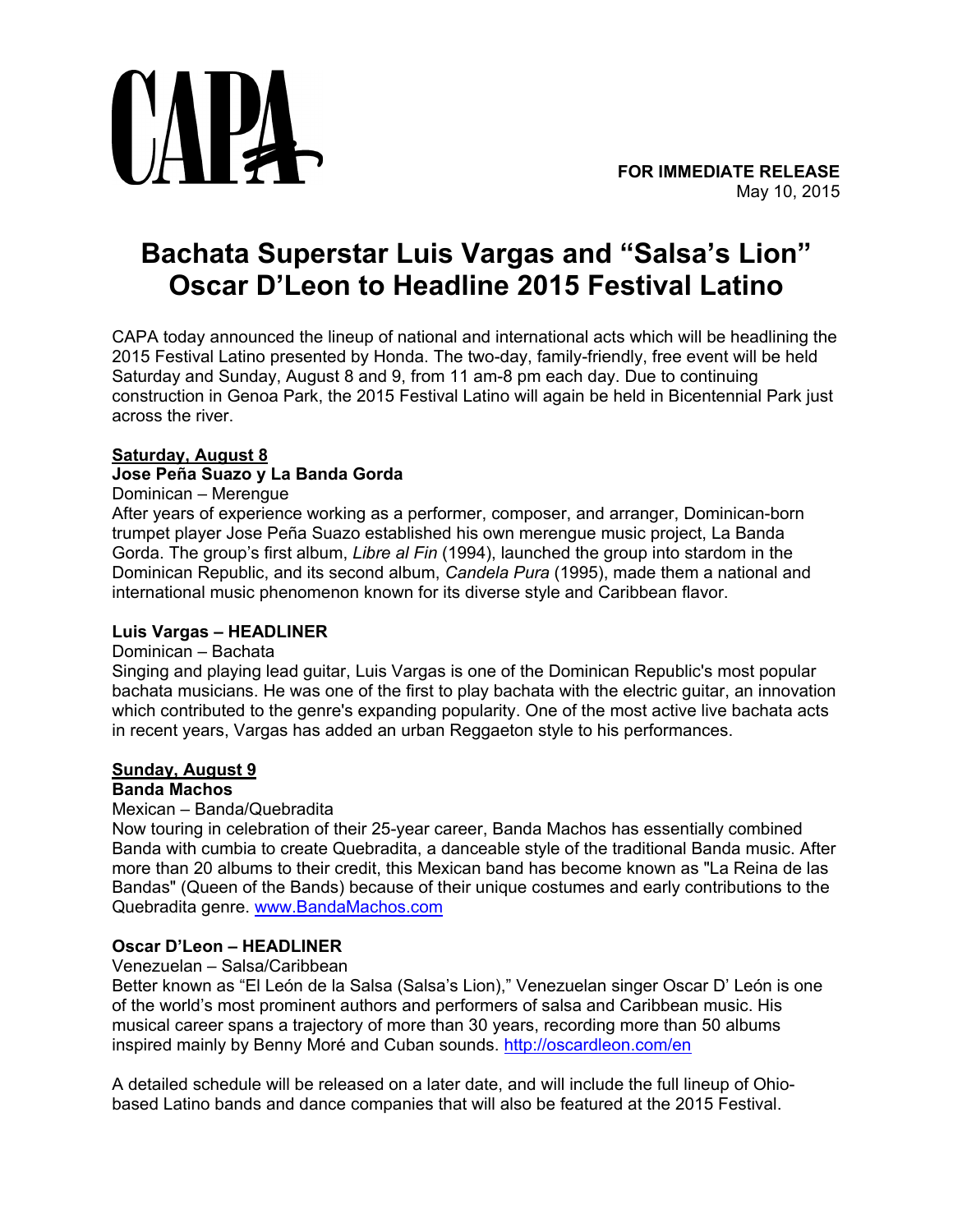CAPA

**FOR IMMEDIATE RELEASE**
May 10, 2015

# Bachata Superstar Luis Vargas and "Salsa's Lion" Oscar D'Leon to Headline 2015 Festival Latino

CAPA today announced the lineup of national and international acts which will be headlining the 2015 Festival Latino presented by Honda. The two-day, family-friendly, free event will be held Saturday and Sunday, August 8 and 9, from 11 am-8 pm each day. Due to continuing construction in Genoa Park, the 2015 Festival Latino will again be held in Bicentennial Park just across the river.

**Saturday, August 8**

**Jose Peña Suazo y La Banda Gorda**
Dominican – Merengue
After years of experience working as a performer, composer, and arranger, Dominican-born trumpet player Jose Peña Suazo established his own merengue music project, La Banda Gorda. The group's first album, *Libre al Fin* (1994), launched the group into stardom in the Dominican Republic, and its second album, *Candela Pura* (1995), made them a national and international music phenomenon known for its diverse style and Caribbean flavor.

**Luis Vargas – HEADLINER**
Dominican – Bachata
Singing and playing lead guitar, Luis Vargas is one of the Dominican Republic's most popular bachata musicians. He was one of the first to play bachata with the electric guitar, an innovation which contributed to the genre's expanding popularity. One of the most active live bachata acts in recent years, Vargas has added an urban Reggaeton style to his performances.

**Sunday, August 9**

**Banda Machos**
Mexican – Banda/Quebradita
Now touring in celebration of their 25-year career, Banda Machos has essentially combined Banda with cumbia to create Quebradita, a danceable style of the traditional Banda music. After more than 20 albums to their credit, this Mexican band has become known as "La Reina de las Bandas" (Queen of the Bands) because of their unique costumes and early contributions to the Quebradita genre. www.BandaMachos.com

**Oscar D'Leon – HEADLINER**
Venezuelan – Salsa/Caribbean
Better known as "El León de la Salsa (Salsa's Lion)," Venezuelan singer Oscar D' León is one of the world's most prominent authors and performers of salsa and Caribbean music. His musical career spans a trajectory of more than 30 years, recording more than 50 albums inspired mainly by Benny Moré and Cuban sounds. http://oscardleon.com/en

A detailed schedule will be released on a later date, and will include the full lineup of Ohio-based Latino bands and dance companies that will also be featured at the 2015 Festival.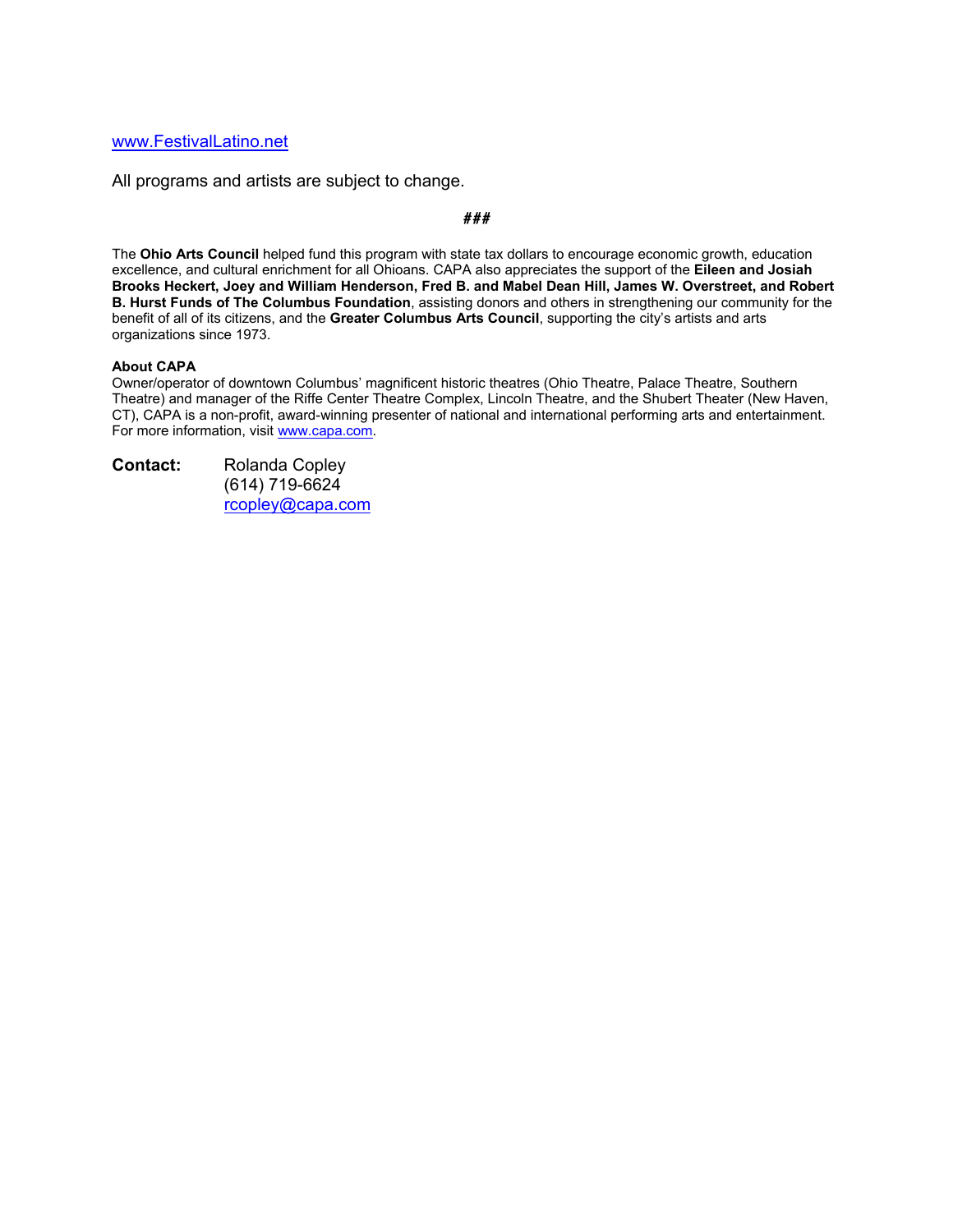www.FestivalLatino.net

All programs and artists are subject to change.

***###***

The **Ohio Arts Council** helped fund this program with state tax dollars to encourage economic growth, education excellence, and cultural enrichment for all Ohioans. CAPA also appreciates the support of the **Eileen and Josiah Brooks Heckert, Joey and William Henderson, Fred B. and Mabel Dean Hill, James W. Overstreet, and Robert B. Hurst Funds of The Columbus Foundation**, assisting donors and others in strengthening our community for the benefit of all of its citizens, and the **Greater Columbus Arts Council**, supporting the city's artists and arts organizations since 1973.

**About CAPA**
Owner/operator of downtown Columbus' magnificent historic theatres (Ohio Theatre, Palace Theatre, Southern Theatre) and manager of the Riffe Center Theatre Complex, Lincoln Theatre, and the Shubert Theater (New Haven, CT), CAPA is a non-profit, award-winning presenter of national and international performing arts and entertainment. For more information, visit www.capa.com.

**Contact:** Rolanda Copley
(614) 719-6624
rcopley@capa.com